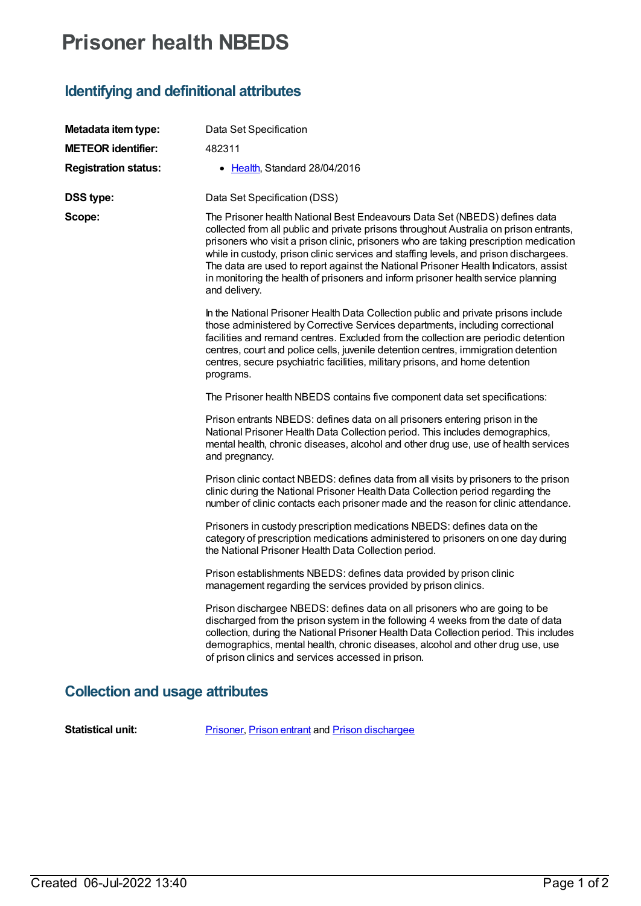# Prisoner health NBEDS

## Identifying and definitional attributes

**Metadata item type:** Data Set Specification

**METEOR identifier:** 482311

**Registration status:**

- Health, Standard 28/04/2016

**DSS type:** Data Set Specification (DSS)

**Scope:**

The Prisoner health National Best Endeavours Data Set (NBEDS) defines data collected from all public and private prisons throughout Australia on prison entrants, prisoners who visit a prison clinic, prisoners who are taking prescription medication while in custody, prison clinic services and staffing levels, and prison dischargees. The data are used to report against the National Prisoner Health Indicators, assist in monitoring the health of prisoners and inform prisoner health service planning and delivery.

In the National Prisoner Health Data Collection public and private prisons include those administered by Corrective Services departments, including correctional facilities and remand centres. Excluded from the collection are periodic detention centres, court and police cells, juvenile detention centres, immigration detention centres, secure psychiatric facilities, military prisons, and home detention programs.

The Prisoner health NBEDS contains five component data set specifications:

Prison entrants NBEDS: defines data on all prisoners entering prison in the National Prisoner Health Data Collection period. This includes demographics, mental health, chronic diseases, alcohol and other drug use, use of health services and pregnancy.

Prison clinic contact NBEDS: defines data from all visits by prisoners to the prison clinic during the National Prisoner Health Data Collection period regarding the number of clinic contacts each prisoner made and the reason for clinic attendance.

Prisoners in custody prescription medications NBEDS: defines data on the category of prescription medications administered to prisoners on one day during the National Prisoner Health Data Collection period.

Prison establishments NBEDS: defines data provided by prison clinic management regarding the services provided by prison clinics.

Prison dischargee NBEDS: defines data on all prisoners who are going to be discharged from the prison system in the following 4 weeks from the date of data collection, during the National Prisoner Health Data Collection period. This includes demographics, mental health, chronic diseases, alcohol and other drug use, use of prison clinics and services accessed in prison.

## Collection and usage attributes

**Statistical unit:** Prisoner, Prison entrant and Prison dischargee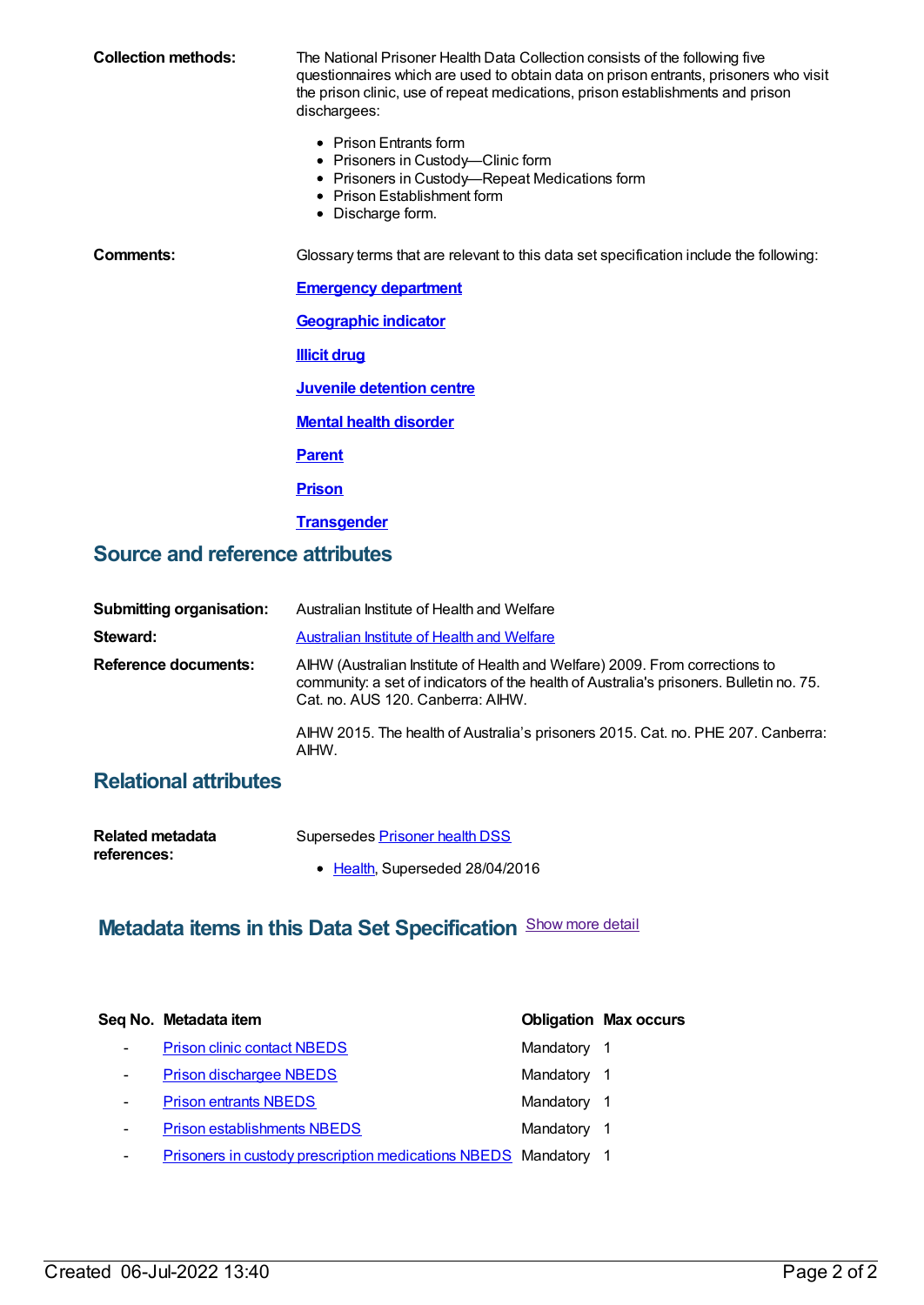**Collection methods:** The National Prisoner Health Data Collection consists of the following five questionnaires which are used to obtain data on prison entrants, prisoners who visit the prison clinic, use of repeat medications, prison establishments and prison dischargees:

- Prison Entrants form
- Prisoners in Custody—Clinic form
- Prisoners in Custody—Repeat Medications form
- Prison Establishment form
- Discharge form.

**Comments:** Glossary terms that are relevant to this data set specification include the following:

**Emergency department**

**Geographic indicator**

**Illicit drug**

**Juvenile detention centre**

**Mental health disorder**

**Parent**

**Prison**

**Transgender**

## Source and reference attributes

**Submitting organisation:** Australian Institute of Health and Welfare

**Steward:** Australian Institute of Health and Welfare

**Reference documents:** AIHW (Australian Institute of Health and Welfare) 2009. From corrections to community: a set of indicators of the health of Australia's prisoners. Bulletin no. 75. Cat. no. AUS 120. Canberra: AIHW.

AIHW 2015. The health of Australia's prisoners 2015. Cat. no. PHE 207. Canberra: AIHW.

## Relational attributes

**Related metadata references:** Supersedes Prisoner health DSS

- Health, Superseded 28/04/2016

## Metadata items in this Data Set Specification

Show more detail

| Seq No. | Metadata item | Obligation | Max occurs |
|---|---|---|---|
| - | Prison clinic contact NBEDS | Mandatory | 1 |
| - | Prison dischargee NBEDS | Mandatory | 1 |
| - | Prison entrants NBEDS | Mandatory | 1 |
| - | Prison establishments NBEDS | Mandatory | 1 |
| - | Prisoners in custody prescription medications NBEDS | Mandatory | 1 |